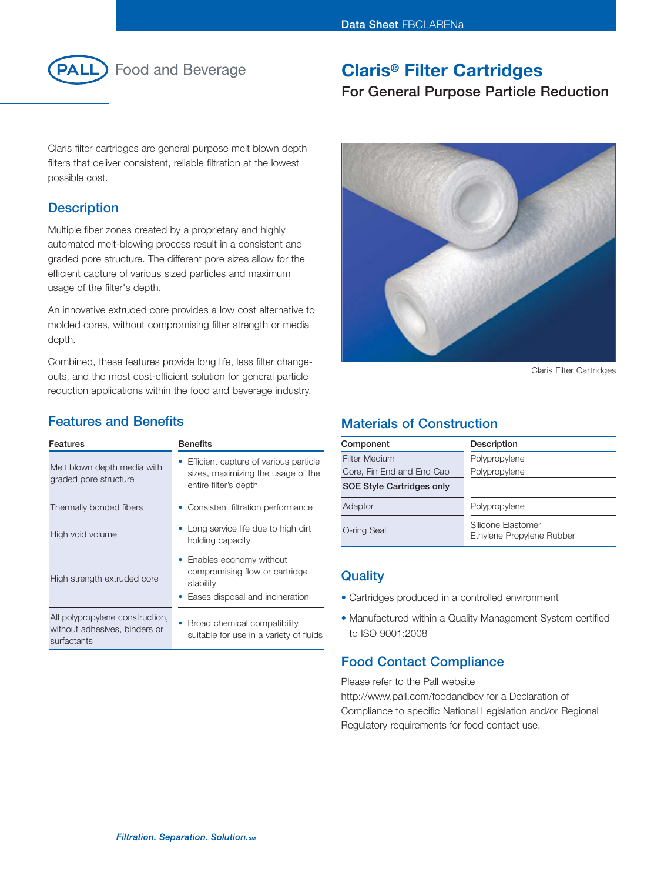Data Sheet FBCLARENa

Pall Food and Beverage

# Claris® Filter Cartridges

## For General Purpose Particle Reduction

Claris filter cartridges are general purpose melt blown depth filters that deliver consistent, reliable filtration at the lowest possible cost.

## Description

Multiple fiber zones created by a proprietary and highly automated melt-blowing process result in a consistent and graded pore structure. The different pore sizes allow for the efficient capture of various sized particles and maximum usage of the filter's depth.

An innovative extruded core provides a low cost alternative to molded cores, without compromising filter strength or media depth.

Combined, these features provide long life, less filter change-outs, and the most cost-efficient solution for general particle reduction applications within the food and beverage industry.

Claris Filter Cartridges

## Features and Benefits

| Features | Benefits |
|---|---|
| Melt blown depth media with graded pore structure | • Efficient capture of various particle sizes, maximizing the usage of the entire filter's depth |
| Thermally bonded fibers | • Consistent filtration performance |
| High void volume | • Long service life due to high dirt holding capacity |
| High strength extruded core | • Enables economy without compromising flow or cartridge stability<br>• Eases disposal and incineration |
| All polypropylene construction, without adhesives, binders or surfactants | • Broad chemical compatibility, suitable for use in a variety of fluids |

## Materials of Construction

| Component | Description |
|---|---|
| Filter Medium | Polypropylene |
| Core, Fin End and End Cap | Polypropylene |
| **SOE Style Cartridges only** | |
| Adaptor | Polypropylene |
| O-ring Seal | Silicone Elastomer<br>Ethylene Propylene Rubber |

## Quality

- Cartridges produced in a controlled environment
- Manufactured within a Quality Management System certified to ISO 9001:2008

## Food Contact Compliance

Please refer to the Pall website http://www.pall.com/foodandbev for a Declaration of Compliance to specific National Legislation and/or Regional Regulatory requirements for food contact use.

*Filtration. Separation. Solution.SM*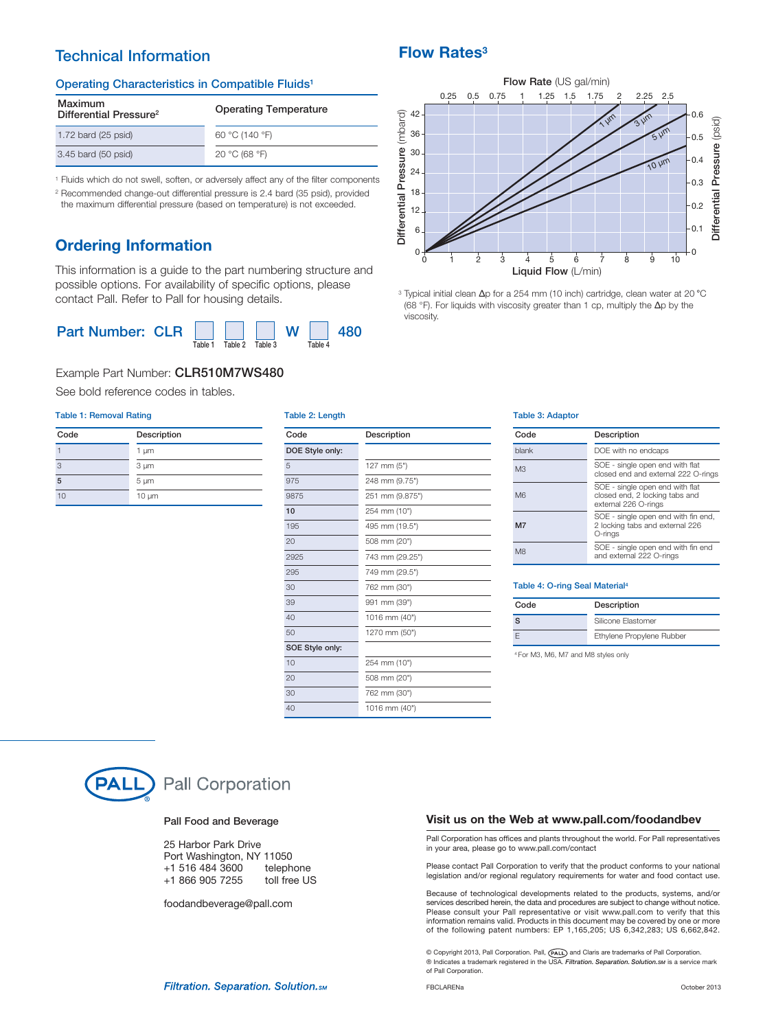## Technical Information

### Operating Characteristics in Compatible Fluids[1]

| Maximum Differential Pressure[2] | Operating Temperature |
|---|---|
| 1.72 bard (25 psid) | 60 °C (140 °F) |
| 3.45 bard (50 psid) | 20 °C (68 °F) |

[1] Fluids which do not swell, soften, or adversely affect any of the filter components

[2] Recommended change-out differential pressure is 2.4 bard (35 psid), provided the maximum differential pressure (based on temperature) is not exceeded.

## Flow Rates[3]

Flow Rate (US gal/min)

0.25 0.5 0.75 1 1.25 1.5 1.75 2 2.25 2.5

Differential Pressure (mbard)

0 6 12 18 24 30 36 42

Differential Pressure (psid)

0 0.1 0.2 0.3 0.4 0.5 0.6

1 µm

3 µm

5 µm

10 µm

0 1 2 3 4 5 6 7 8 9 10

Liquid Flow (L/min)

[3] Typical initial clean Δp for a 254 mm (10 inch) cartridge, clean water at 20 °C (68 °F). For liquids with viscosity greater than 1 cp, multiply the Δp by the viscosity.

## Ordering Information

This information is a guide to the part numbering structure and possible options. For availability of specific options, please contact Pall. Refer to Pall for housing details.

**Part Number: CLR** [Table 1] [Table 2] [Table 3] **W** [Table 4] **480**

Example Part Number: **CLR510M7WS480**

See bold reference codes in tables.

### Table 1: Removal Rating

| Code | Description |
|---|---|
| 1 | 1 µm |
| 3 | 3 µm |
| **5** | 5 µm |
| 10 | 10 µm |

### Table 2: Length

| Code | Description |
|---|---|
| **DOE Style only:** | |
| 5 | 127 mm (5") |
| 975 | 248 mm (9.75") |
| 9875 | 251 mm (9.875") |
| **10** | 254 mm (10") |
| 195 | 495 mm (19.5") |
| 20 | 508 mm (20") |
| 2925 | 743 mm (29.25") |
| 295 | 749 mm (29.5") |
| 30 | 762 mm (30") |
| 39 | 991 mm (39") |
| 40 | 1016 mm (40") |
| 50 | 1270 mm (50") |
| **SOE Style only:** | |
| 10 | 254 mm (10") |
| 20 | 508 mm (20") |
| 30 | 762 mm (30") |
| 40 | 1016 mm (40") |

### Table 3: Adaptor

| Code | Description |
|---|---|
| blank | DOE with no endcaps |
| M3 | SOE - single open end with flat closed end and external 222 O-rings |
| M6 | SOE - single open end with flat closed end, 2 locking tabs and external 226 O-rings |
| **M7** | SOE - single open end with fin end, 2 locking tabs and external 226 O-rings |
| M8 | SOE - single open end with fin end and external 222 O-rings |

### Table 4: O-ring Seal Material[4]

| Code | Description |
|---|---|
| **S** | Silicone Elastomer |
| E | Ethylene Propylene Rubber |

[4] For M3, M6, M7 and M8 styles only

**Pall Corporation**

Pall Food and Beverage

25 Harbor Park Drive
Port Washington, NY 11050
+1 516 484 3600 telephone
+1 866 905 7255 toll free US

foodandbeverage@pall.com

### Visit us on the Web at www.pall.com/foodandbev

Pall Corporation has offices and plants throughout the world. For Pall representatives in your area, please go to www.pall.com/contact

Please contact Pall Corporation to verify that the product conforms to your national legislation and/or regional regulatory requirements for water and food contact use.

Because of technological developments related to the products, systems, and/or services described herein, the data and procedures are subject to change without notice. Please consult your Pall representative or visit www.pall.com to verify that this information remains valid. Products in this document may be covered by one or more of the following patent numbers: EP 1,165,205; US 6,342,283; US 6,662,842.

© Copyright 2013, Pall Corporation. Pall, PALL and Claris are trademarks of Pall Corporation. ® Indicates a trademark registered in the USA. *Filtration. Separation. Solution.SM* is a service mark of Pall Corporation.

*Filtration. Separation. Solution.SM*

FBCLARENa

October 2013